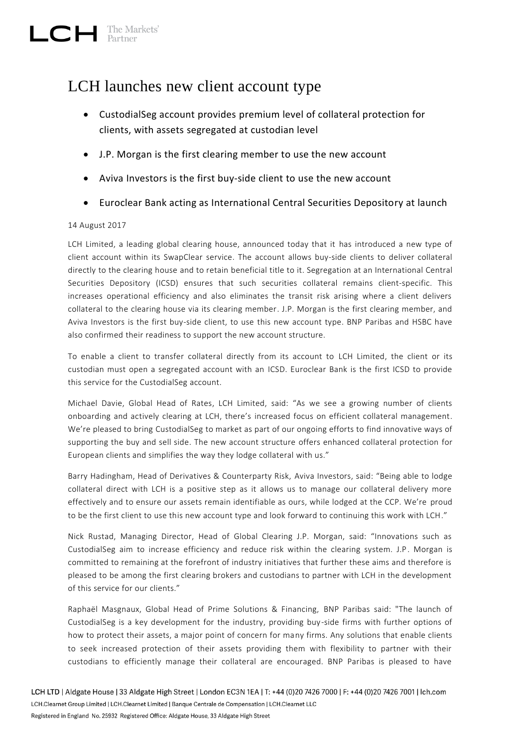# LCH launches new client account type

- CustodialSeg account provides premium level of collateral protection for clients, with assets segregated at custodian level
- J.P. Morgan is the first clearing member to use the new account
- Aviva Investors is the first buy-side client to use the new account
- Euroclear Bank acting as International Central Securities Depository at launch

14 August 2017

LCH Limited, a leading global clearing house, announced today that it has introduced a new type of client account within its SwapClear service. The account allows buy-side clients to deliver collateral directly to the clearing house and to retain beneficial title to it. Segregation at an International Central Securities Depository (ICSD) ensures that such securities collateral remains client-specific. This increases operational efficiency and also eliminates the transit risk arising where a client delivers collateral to the clearing house via its clearing member. J.P. Morgan is the first clearing member, and Aviva Investors is the first buy-side client, to use this new account type. BNP Paribas and HSBC have also confirmed their readiness to support the new account structure.

To enable a client to transfer collateral directly from its account to LCH Limited, the client or its custodian must open a segregated account with an ICSD. Euroclear Bank is the first ICSD to provide this service for the CustodialSeg account.

Michael Davie, Global Head of Rates, LCH Limited, said: "As we see a growing number of clients onboarding and actively clearing at LCH, there's increased focus on efficient collateral management. We're pleased to bring CustodialSeg to market as part of our ongoing efforts to find innovative ways of supporting the buy and sell side. The new account structure offers enhanced collateral protection for European clients and simplifies the way they lodge collateral with us."

Barry Hadingham, Head of Derivatives & Counterparty Risk, Aviva Investors, said: "Being able to lodge collateral direct with LCH is a positive step as it allows us to manage our collateral delivery more effectively and to ensure our assets remain identifiable as ours, while lodged at the CCP. We're proud to be the first client to use this new account type and look forward to continuing this work with LCH."

Nick Rustad, Managing Director, Head of Global Clearing J.P. Morgan, said: "Innovations such as CustodialSeg aim to increase efficiency and reduce risk within the clearing system. J.P. Morgan is committed to remaining at the forefront of industry initiatives that further these aims and therefore is pleased to be among the first clearing brokers and custodians to partner with LCH in the development of this service for our clients."

Raphaël Masgnaux, Global Head of Prime Solutions & Financing, BNP Paribas said: "The launch of CustodialSeg is a key development for the industry, providing buy-side firms with further options of how to protect their assets, a major point of concern for many firms. Any solutions that enable clients to seek increased protection of their assets providing them with flexibility to partner with their custodians to efficiently manage their collateral are encouraged. BNP Paribas is pleased to have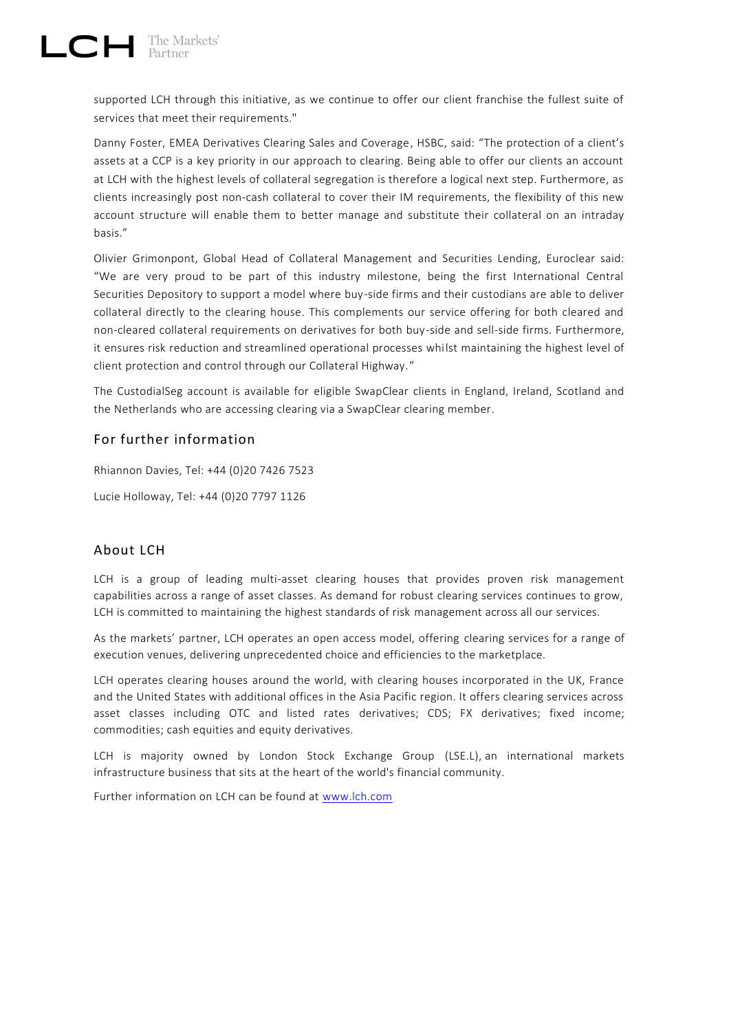supported LCH through this initiative, as we continue to offer our client franchise the fullest suite of services that meet their requirements."

Danny Foster, EMEA Derivatives Clearing Sales and Coverage, HSBC, said: "The protection of a client's assets at a CCP is a key priority in our approach to clearing. Being able to offer our clients an account at LCH with the highest levels of collateral segregation is therefore a logical next step. Furthermore, as clients increasingly post non-cash collateral to cover their IM requirements, the flexibility of this new account structure will enable them to better manage and substitute their collateral on an intraday basis."

Olivier Grimonpont, Global Head of Collateral Management and Securities Lending, Euroclear said: "We are very proud to be part of this industry milestone, being the first International Central Securities Depository to support a model where buy-side firms and their custodians are able to deliver collateral directly to the clearing house. This complements our service offering for both cleared and non-cleared collateral requirements on derivatives for both buy-side and sell-side firms. Furthermore, it ensures risk reduction and streamlined operational processes whilst maintaining the highest level of client protection and control through our Collateral Highway."

The CustodialSeg account is available for eligible SwapClear clients in England, Ireland, Scotland and the Netherlands who are accessing clearing via a SwapClear clearing member.

## For further information

Rhiannon Davies, Tel: +44 (0)20 7426 7523

Lucie Holloway, Tel: +44 (0)20 7797 1126

## About LCH

LCH is a group of leading multi-asset clearing houses that provides proven risk management capabilities across a range of asset classes. As demand for robust clearing services continues to grow, LCH is committed to maintaining the highest standards of risk management across all our services.

As the markets' partner, LCH operates an open access model, offering clearing services for a range of execution venues, delivering unprecedented choice and efficiencies to the marketplace.

LCH operates clearing houses around the world, with clearing houses incorporated in the UK, France and the United States with additional offices in the Asia Pacific region. It offers clearing services across asset classes including OTC and listed rates derivatives; CDS; FX derivatives; fixed income; commodities; cash equities and equity derivatives.

LCH is majority owned by London Stock Exchange Group (LSE.L), an international markets infrastructure business that sits at the heart of the world's financial community.

Further information on LCH can be found at [www.lch.com](http://www.lch.com)